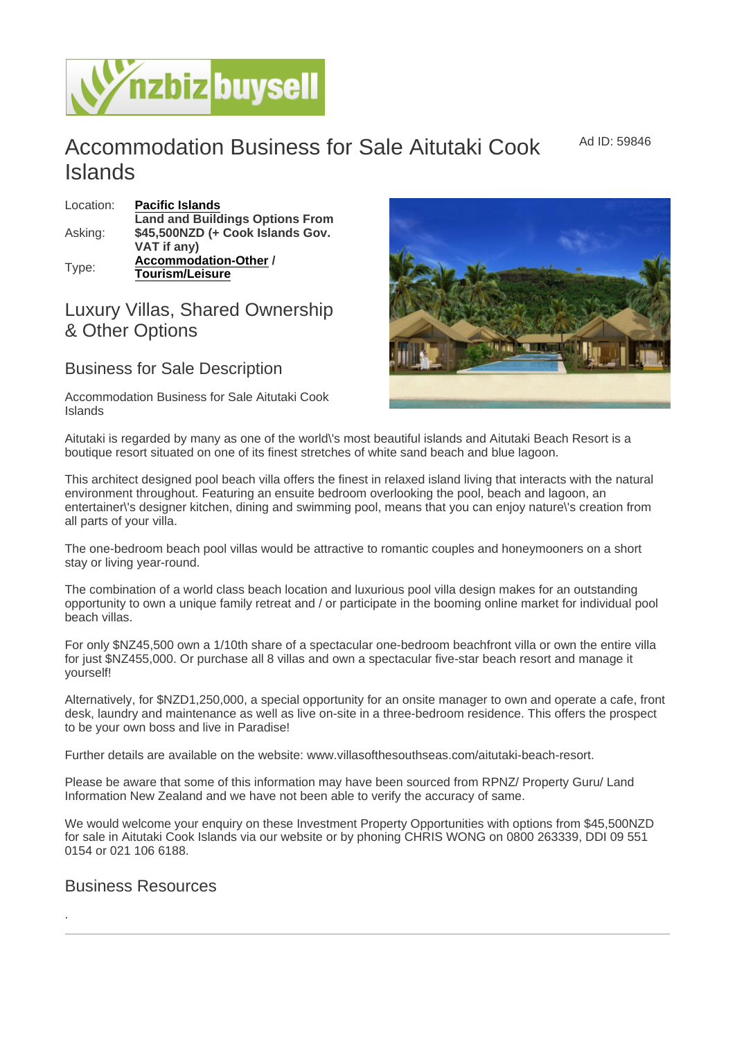# Accommodation Business for Sale Aitutaki Cook Islands

Ad ID: 59846

| Location: | **Pacific Islands** |
|---|---|
| Asking: | **Land and Buildings Options From $45,500NZD (+ Cook Islands Gov. VAT if any)** |
| Type: | **Accommodation-Other / Tourism/Leisure** |

## Luxury Villas, Shared Ownership & Other Options

## Business for Sale Description

Accommodation Business for Sale Aitutaki Cook Islands

Aitutaki is regarded by many as one of the world\'s most beautiful islands and Aitutaki Beach Resort is a boutique resort situated on one of its finest stretches of white sand beach and blue lagoon.

This architect designed pool beach villa offers the finest in relaxed island living that interacts with the natural environment throughout. Featuring an ensuite bedroom overlooking the pool, beach and lagoon, an entertainer\'s designer kitchen, dining and swimming pool, means that you can enjoy nature\'s creation from all parts of your villa.

The one-bedroom beach pool villas would be attractive to romantic couples and honeymooners on a short stay or living year-round.

The combination of a world class beach location and luxurious pool villa design makes for an outstanding opportunity to own a unique family retreat and / or participate in the booming online market for individual pool beach villas.

For only $NZ45,500 own a 1/10th share of a spectacular one-bedroom beachfront villa or own the entire villa for just $NZ455,000. Or purchase all 8 villas and own a spectacular five-star beach resort and manage it yourself!

Alternatively, for $NZD1,250,000, a special opportunity for an onsite manager to own and operate a cafe, front desk, laundry and maintenance as well as live on-site in a three-bedroom residence. This offers the prospect to be your own boss and live in Paradise!

Further details are available on the website: www.villasofthesouthseas.com/aitutaki-beach-resort.

Please be aware that some of this information may have been sourced from RPNZ/ Property Guru/ Land Information New Zealand and we have not been able to verify the accuracy of same.

We would welcome your enquiry on these Investment Property Opportunities with options from $45,500NZD for sale in Aitutaki Cook Islands via our website or by phoning CHRIS WONG on 0800 263339, DDI 09 551 0154 or 021 106 6188.

## Business Resources

.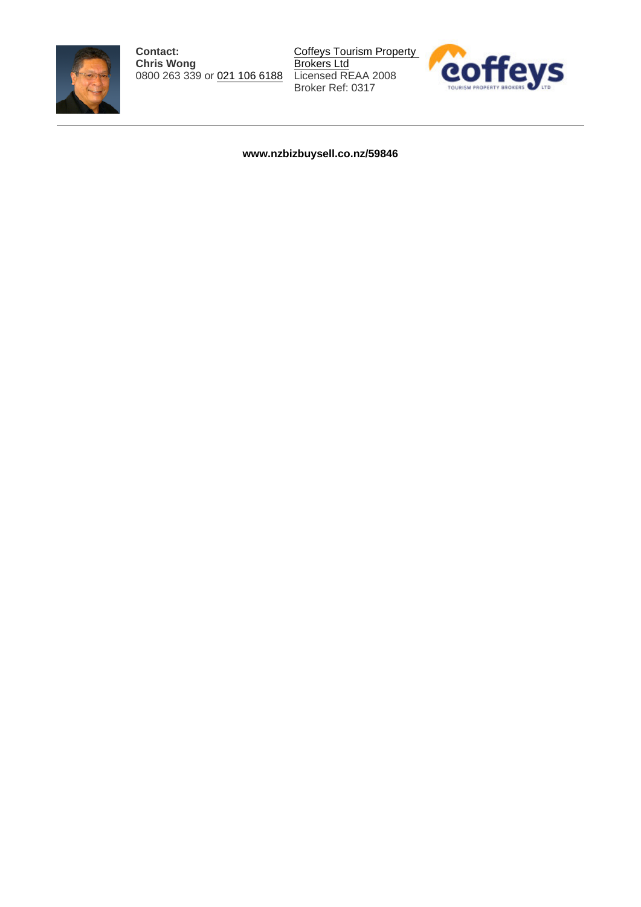**Contact:**
**Chris Wong**
0800 263 339 or 021 106 6188

Coffeys Tourism Property Brokers Ltd
Licensed REAA 2008
Broker Ref: 0317

---

**www.nzbizbuysell.co.nz/59846**